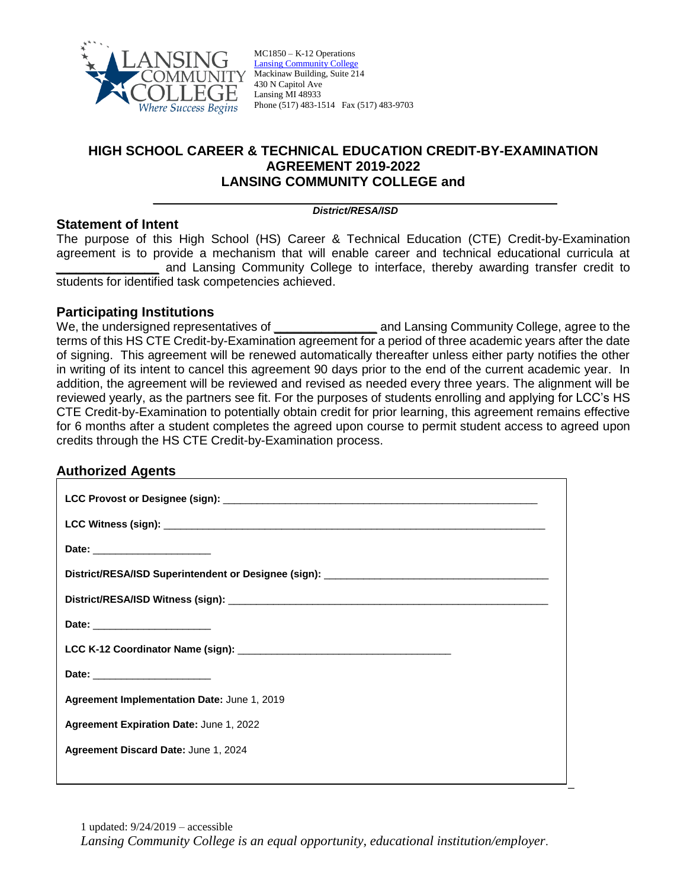MC1850 – K-12 Operations
Lansing Community College
Mackinaw Building, Suite 214
430 N Capitol Ave
Lansing MI 48933
Phone (517) 483-1514 Fax (517) 483-9703

# HIGH SCHOOL CAREER & TECHNICAL EDUCATION CREDIT-BY-EXAMINATION AGREEMENT 2019-2022
# LANSING COMMUNITY COLLEGE and

_______________________________________________

***District/RESA/ISD***

## Statement of Intent

The purpose of this High School (HS) Career & Technical Education (CTE) Credit-by-Examination agreement is to provide a mechanism that will enable career and technical educational curricula at _______________ and Lansing Community College to interface, thereby awarding transfer credit to students for identified task competencies achieved.

## Participating Institutions

We, the undersigned representatives of _______________ and Lansing Community College, agree to the terms of this HS CTE Credit-by-Examination agreement for a period of three academic years after the date of signing. This agreement will be renewed automatically thereafter unless either party notifies the other in writing of its intent to cancel this agreement 90 days prior to the end of the current academic year. In addition, the agreement will be reviewed and revised as needed every three years. The alignment will be reviewed yearly, as the partners see fit. For the purposes of students enrolling and applying for LCC's HS CTE Credit-by-Examination to potentially obtain credit for prior learning, this agreement remains effective for 6 months after a student completes the agreed upon course to permit student access to agreed upon credits through the HS CTE Credit-by-Examination process.

## Authorized Agents

**LCC Provost or Designee (sign):** _______________________________________________

**LCC Witness (sign):** _______________________________________________

**Date:** _____________________

**District/RESA/ISD Superintendent or Designee (sign):** _______________________________________________

**District/RESA/ISD Witness (sign):** _______________________________________________

**Date:** _____________________

**LCC K-12 Coordinator Name (sign):** _______________________________________________

**Date:** _____________________

**Agreement Implementation Date:** June 1, 2019

**Agreement Expiration Date:** June 1, 2022

**Agreement Discard Date:** June 1, 2024

updated: 9/24/2019 – accessible

*Lansing Community College is an equal opportunity, educational institution/employer.*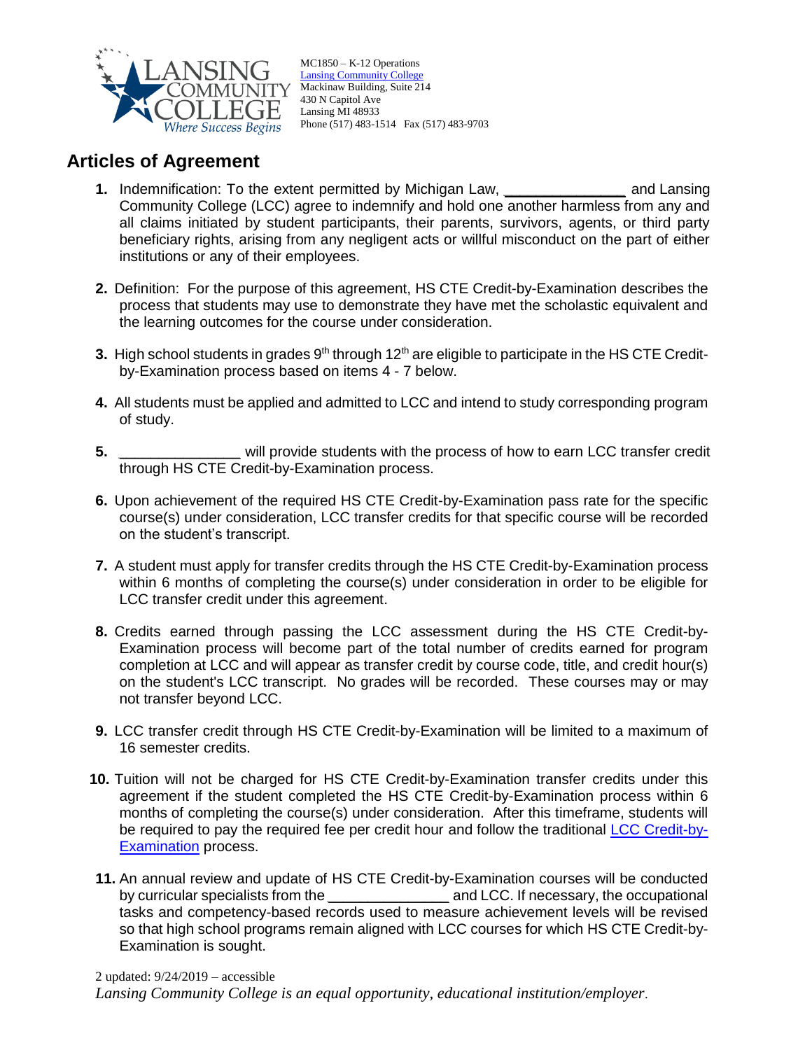MC1850 – K-12 Operations
[Lansing Community College](#)
Mackinaw Building, Suite 214
430 N Capitol Ave
Lansing MI 48933
Phone (517) 483-1514   Fax (517) 483-9703

## Articles of Agreement

1. Indemnification: To the extent permitted by Michigan Law, _______________ and Lansing Community College (LCC) agree to indemnify and hold one another harmless from any and all claims initiated by student participants, their parents, survivors, agents, or third party beneficiary rights, arising from any negligent acts or willful misconduct on the part of either institutions or any of their employees.

2. Definition: For the purpose of this agreement, HS CTE Credit-by-Examination describes the process that students may use to demonstrate they have met the scholastic equivalent and the learning outcomes for the course under consideration.

3. High school students in grades 9th through 12th are eligible to participate in the HS CTE Credit-by-Examination process based on items 4 - 7 below.

4. All students must be applied and admitted to LCC and intend to study corresponding program of study.

5. _______________ will provide students with the process of how to earn LCC transfer credit through HS CTE Credit-by-Examination process.

6. Upon achievement of the required HS CTE Credit-by-Examination pass rate for the specific course(s) under consideration, LCC transfer credits for that specific course will be recorded on the student's transcript.

7. A student must apply for transfer credits through the HS CTE Credit-by-Examination process within 6 months of completing the course(s) under consideration in order to be eligible for LCC transfer credit under this agreement.

8. Credits earned through passing the LCC assessment during the HS CTE Credit-by-Examination process will become part of the total number of credits earned for program completion at LCC and will appear as transfer credit by course code, title, and credit hour(s) on the student's LCC transcript. No grades will be recorded. These courses may or may not transfer beyond LCC.

9. LCC transfer credit through HS CTE Credit-by-Examination will be limited to a maximum of 16 semester credits.

10. Tuition will not be charged for HS CTE Credit-by-Examination transfer credits under this agreement if the student completed the HS CTE Credit-by-Examination process within 6 months of completing the course(s) under consideration. After this timeframe, students will be required to pay the required fee per credit hour and follow the traditional [LCC Credit-by-Examination](#) process.

11. An annual review and update of HS CTE Credit-by-Examination courses will be conducted by curricular specialists from the _______________ and LCC. If necessary, the occupational tasks and competency-based records used to measure achievement levels will be revised so that high school programs remain aligned with LCC courses for which HS CTE Credit-by-Examination is sought.

updated: 9/24/2019 – accessible

*Lansing Community College is an equal opportunity, educational institution/employer.*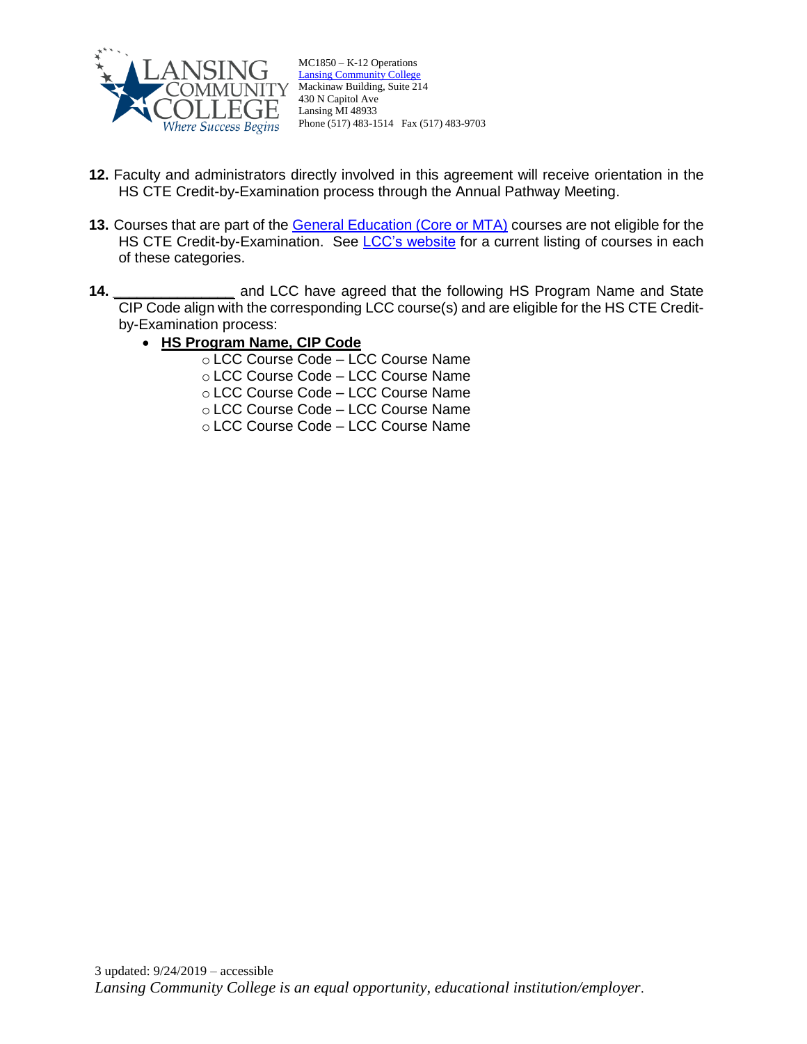MC1850 – K-12 Operations
Lansing Community College
Mackinaw Building, Suite 214
430 N Capitol Ave
Lansing MI 48933
Phone (517) 483-1514 Fax (517) 483-9703

**12.** Faculty and administrators directly involved in this agreement will receive orientation in the HS CTE Credit-by-Examination process through the Annual Pathway Meeting.

**13.** Courses that are part of the General Education (Core or MTA) courses are not eligible for the HS CTE Credit-by-Examination. See LCC's website for a current listing of courses in each of these categories.

**14.** _______________ and LCC have agreed that the following HS Program Name and State CIP Code align with the corresponding LCC course(s) and are eligible for the HS CTE Credit-by-Examination process:

- **HS Program Name, CIP Code**
    - LCC Course Code – LCC Course Name
    - LCC Course Code – LCC Course Name
    - LCC Course Code – LCC Course Name
    - LCC Course Code – LCC Course Name
    - LCC Course Code – LCC Course Name

updated: 9/24/2019 – accessible

*Lansing Community College is an equal opportunity, educational institution/employer.*